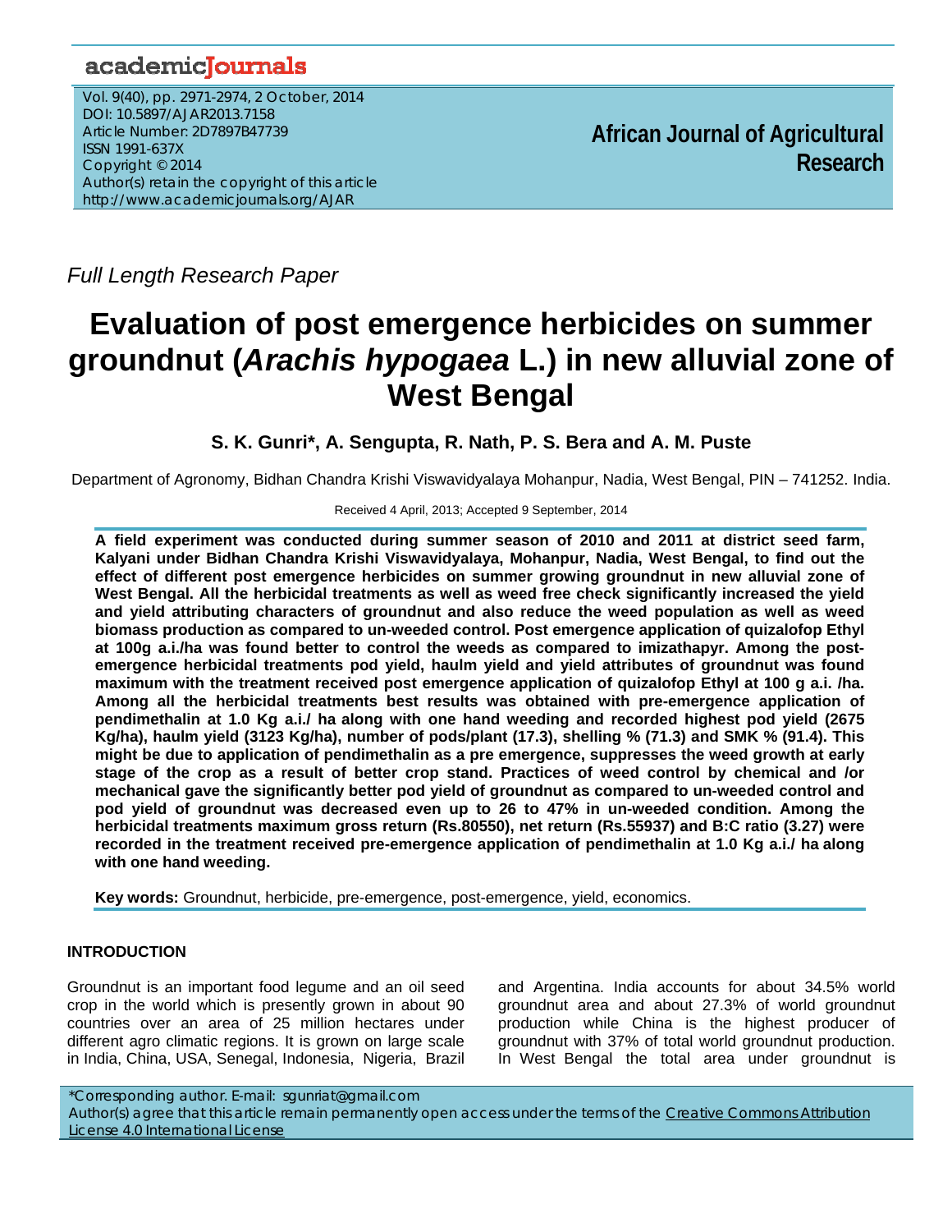*Full Length Research Paper*

# Evaluation of post emergence herbicides on summer groundnut (*Arachis hypogaea* L.) in new alluvial zone of West Bengal

**S. K. Gunri\*, A. Sengupta, R. Nath, P. S. Bera and A. M. Puste**

Department of Agronomy, Bidhan Chandra Krishi Viswavidyalaya Mohanpur, Nadia, West Bengal, PIN – 741252. India.

Received 4 April, 2013; Accepted 9 September, 2014

**A field experiment was conducted during summer season of 2010 and 2011 at district seed farm, Kalyani under Bidhan Chandra Krishi Viswavidyalaya, Mohanpur, Nadia, West Bengal, to find out the effect of different post emergence herbicides on summer growing groundnut in new alluvial zone of West Bengal. All the herbicidal treatments as well as weed free check significantly increased the yield and yield attributing characters of groundnut and also reduce the weed population as well as weed biomass production as compared to un-weeded control. Post emergence application of quizalofop Ethyl at 100g a.i./ha was found better to control the weeds as compared to imizathapyr. Among the post-emergence herbicidal treatments pod yield, haulm yield and yield attributes of groundnut was found maximum with the treatment received post emergence application of quizalofop Ethyl at 100 g a.i. /ha. Among all the herbicidal treatments best results was obtained with pre-emergence application of pendimethalin at 1.0 Kg a.i./ ha along with one hand weeding and recorded highest pod yield (2675 Kg/ha), haulm yield (3123 Kg/ha), number of pods/plant (17.3), shelling % (71.3) and SMK % (91.4). This might be due to application of pendimethalin as a pre emergence, suppresses the weed growth at early stage of the crop as a result of better crop stand. Practices of weed control by chemical and /or mechanical gave the significantly better pod yield of groundnut as compared to un-weeded control and pod yield of groundnut was decreased even up to 26 to 47% in un-weeded condition. Among the herbicidal treatments maximum gross return (Rs.80550), net return (Rs.55937) and B:C ratio (3.27) were recorded in the treatment received pre-emergence application of pendimethalin at 1.0 Kg a.i./ ha along with one hand weeding.**

**Key words:** Groundnut, herbicide, pre-emergence, post-emergence, yield, economics.

## INTRODUCTION

Groundnut is an important food legume and an oil seed crop in the world which is presently grown in about 90 countries over an area of 25 million hectares under different agro climatic regions. It is grown on large scale in India, China, USA, Senegal, Indonesia, Nigeria, Brazil and Argentina. India accounts for about 34.5% world groundnut area and about 27.3% of world groundnut production while China is the highest producer of groundnut with 37% of total world groundnut production. In West Bengal the total area under groundnut is

\*Corresponding author. E-mail: sgunriat@gmail.com

Author(s) agree that this article remain permanently open access under the terms of the Creative Commons Attribution License 4.0 International License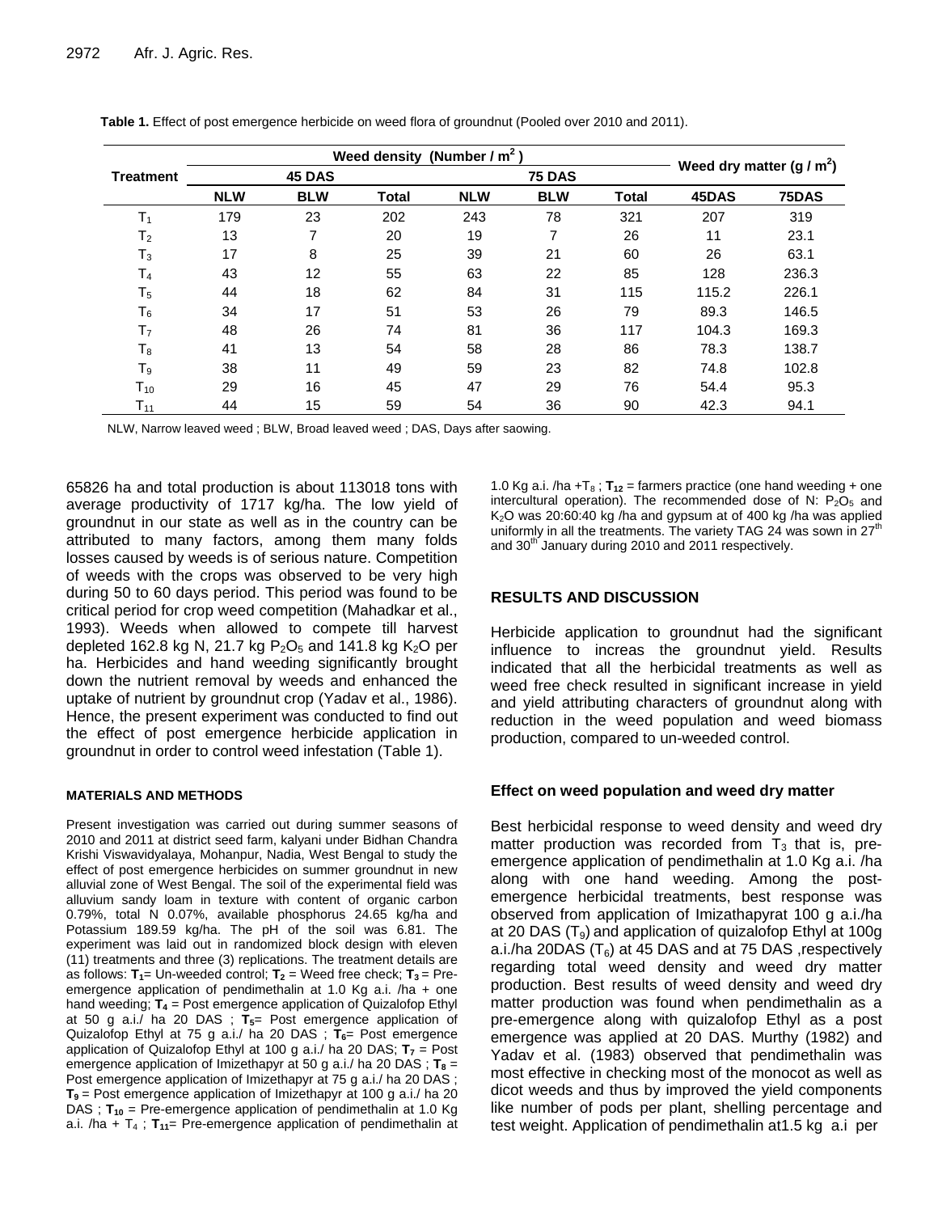**Table 1.** Effect of post emergence herbicide on weed flora of groundnut (Pooled over 2010 and 2011).

| Treatment | Weed density (Number / $m^2$) | | | | | | Weed dry matter (g / $m^2$) | |
|---|---|---|---|---|---|---|---|---|
| | 45 DAS | | | 75 DAS | | | | |
| | NLW | BLW | Total | NLW | BLW | Total | 45DAS | 75DAS |
| $T_1$ | 179 | 23 | 202 | 243 | 78 | 321 | 207 | 319 |
| $T_2$ | 13 | 7 | 20 | 19 | 7 | 26 | 11 | 23.1 |
| $T_3$ | 17 | 8 | 25 | 39 | 21 | 60 | 26 | 63.1 |
| $T_4$ | 43 | 12 | 55 | 63 | 22 | 85 | 128 | 236.3 |
| $T_5$ | 44 | 18 | 62 | 84 | 31 | 115 | 115.2 | 226.1 |
| $T_6$ | 34 | 17 | 51 | 53 | 26 | 79 | 89.3 | 146.5 |
| $T_7$ | 48 | 26 | 74 | 81 | 36 | 117 | 104.3 | 169.3 |
| $T_8$ | 41 | 13 | 54 | 58 | 28 | 86 | 78.3 | 138.7 |
| $T_9$ | 38 | 11 | 49 | 59 | 23 | 82 | 74.8 | 102.8 |
| $T_{10}$ | 29 | 16 | 45 | 47 | 29 | 76 | 54.4 | 95.3 |
| $T_{11}$ | 44 | 15 | 59 | 54 | 36 | 90 | 42.3 | 94.1 |

NLW, Narrow leaved weed ; BLW, Broad leaved weed ; DAS, Days after saowing.

65826 ha and total production is about 113018 tons with average productivity of 1717 kg/ha. The low yield of groundnut in our state as well as in the country can be attributed to many factors, among them many folds losses caused by weeds is of serious nature. Competition of weeds with the crops was observed to be very high during 50 to 60 days period. This period was found to be critical period for crop weed competition (Mahadkar et al., 1993). Weeds when allowed to compete till harvest depleted 162.8 kg N, 21.7 kg $P_2O_5$ and 141.8 kg $K_2O$ per ha. Herbicides and hand weeding significantly brought down the nutrient removal by weeds and enhanced the uptake of nutrient by groundnut crop (Yadav et al., 1986). Hence, the present experiment was conducted to find out the effect of post emergence herbicide application in groundnut in order to control weed infestation (Table 1).

#### MATERIALS AND METHODS

Present investigation was carried out during summer seasons of 2010 and 2011 at district seed farm, kalyani under Bidhan Chandra Krishi Viswavidyalaya, Mohanpur, Nadia, West Bengal to study the effect of post emergence herbicides on summer groundnut in new alluvial zone of West Bengal. The soil of the experimental field was alluvium sandy loam in texture with content of organic carbon 0.79%, total N 0.07%, available phosphorus 24.65 kg/ha and Potassium 189.59 kg/ha. The pH of the soil was 6.81. The experiment was laid out in randomized block design with eleven (11) treatments and three (3) replications. The treatment details are as follows: **$T_1$**= Un-weeded control; **$T_2$** = Weed free check; **$T_3$** = Pre-emergence application of pendimethalin at 1.0 Kg a.i. /ha + one hand weeding; **$T_4$** = Post emergence application of Quizalofop Ethyl at 50 g a.i./ ha 20 DAS ; **$T_5$**= Post emergence application of Quizalofop Ethyl at 75 g a.i./ ha 20 DAS ; **$T_6$**= Post emergence application of Quizalofop Ethyl at 100 g a.i./ ha 20 DAS; **$T_7$** = Post emergence application of Imizethapyr at 50 g a.i./ ha 20 DAS ; **$T_8$** = Post emergence application of Imizethapyr at 75 g a.i./ ha 20 DAS ; **$T_9$** = Post emergence application of Imizethapyr at 100 g a.i./ ha 20 DAS ; **$T_{10}$** = Pre-emergence application of pendimethalin at 1.0 Kg a.i. /ha + $T_4$ ; **$T_{11}$**= Pre-emergence application of pendimethalin at 1.0 Kg a.i. /ha +$T_8$ ; **$T_{12}$** = farmers practice (one hand weeding + one intercultural operation). The recommended dose of N: $P_2O_5$ and $K_2O$ was 20:60:40 kg /ha and gypsum at of 400 kg /ha was applied uniformly in all the treatments. The variety TAG 24 was sown in 27th and 30th January during 2010 and 2011 respectively.

## RESULTS AND DISCUSSION

Herbicide application to groundnut had the significant influence to increas the groundnut yield. Results indicated that all the herbicidal treatments as well as weed free check resulted in significant increase in yield and yield attributing characters of groundnut along with reduction in the weed population and weed biomass production, compared to un-weeded control.

### Effect on weed population and weed dry matter

Best herbicidal response to weed density and weed dry matter production was recorded from $T_3$ that is, pre-emergence application of pendimethalin at 1.0 Kg a.i. /ha along with one hand weeding. Among the post-emergence herbicidal treatments, best response was observed from application of Imizathapyrat 100 g a.i./ha at 20 DAS ($T_9$) and application of quizalofop Ethyl at 100g a.i./ha 20DAS ($T_6$) at 45 DAS and at 75 DAS ,respectively regarding total weed density and weed dry matter production. Best results of weed density and weed dry matter production was found when pendimethalin as a pre-emergence along with quizalofop Ethyl as a post emergence was applied at 20 DAS. Murthy (1982) and Yadav et al. (1983) observed that pendimethalin was most effective in checking most of the monocot as well as dicot weeds and thus by improved the yield components like number of pods per plant, shelling percentage and test weight. Application of pendimethalin at1.5 kg a.i per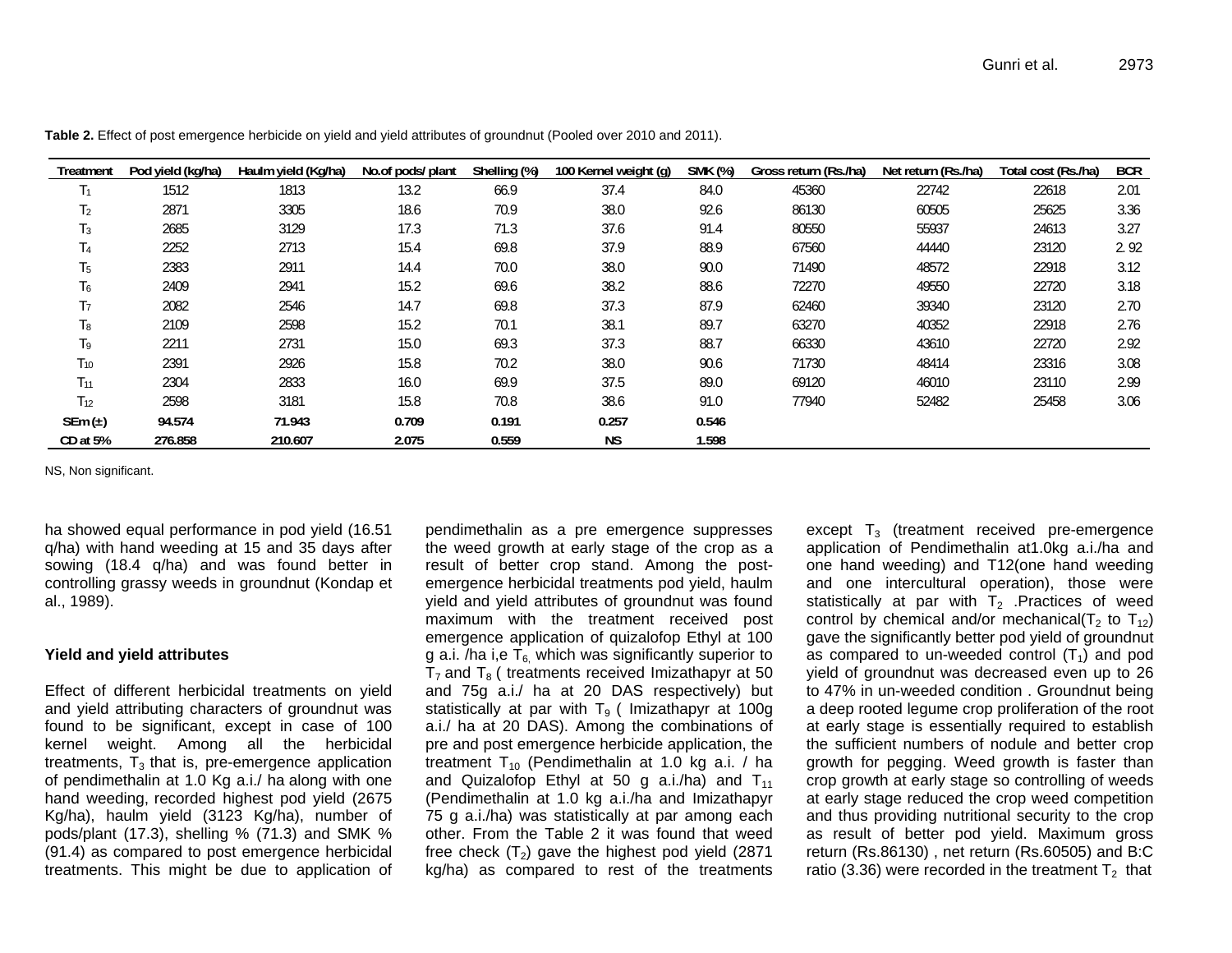**Table 2.** Effect of post emergence herbicide on yield and yield attributes of groundnut (Pooled over 2010 and 2011).

| Treatment | Pod yield (kg/ha) | Haulm yield (Kg/ha) | No.of pods/ plant | Shelling (%) | 100 Kernel weight (g) | SMK (%) | Gross return (Rs./ha) | Net return (Rs./ha) | Total cost (Rs./ha) | BCR |
|---|---|---|---|---|---|---|---|---|---|---|
| $T_1$ | 1512 | 1813 | 13.2 | 66.9 | 37.4 | 84.0 | 45360 | 22742 | 22618 | 2.01 |
| $T_2$ | 2871 | 3305 | 18.6 | 70.9 | 38.0 | 92.6 | 86130 | 60505 | 25625 | 3.36 |
| $T_3$ | 2685 | 3129 | 17.3 | 71.3 | 37.6 | 91.4 | 80550 | 55937 | 24613 | 3.27 |
| $T_4$ | 2252 | 2713 | 15.4 | 69.8 | 37.9 | 88.9 | 67560 | 44440 | 23120 | 2. 92 |
| $T_5$ | 2383 | 2911 | 14.4 | 70.0 | 38.0 | 90.0 | 71490 | 48572 | 22918 | 3.12 |
| $T_6$ | 2409 | 2941 | 15.2 | 69.6 | 38.2 | 88.6 | 72270 | 49550 | 22720 | 3.18 |
| $T_7$ | 2082 | 2546 | 14.7 | 69.8 | 37.3 | 87.9 | 62460 | 39340 | 23120 | 2.70 |
| $T_8$ | 2109 | 2598 | 15.2 | 70.1 | 38.1 | 89.7 | 63270 | 40352 | 22918 | 2.76 |
| $T_9$ | 2211 | 2731 | 15.0 | 69.3 | 37.3 | 88.7 | 66330 | 43610 | 22720 | 2.92 |
| $T_{10}$ | 2391 | 2926 | 15.8 | 70.2 | 38.0 | 90.6 | 71730 | 48414 | 23316 | 3.08 |
| $T_{11}$ | 2304 | 2833 | 16.0 | 69.9 | 37.5 | 89.0 | 69120 | 46010 | 23110 | 2.99 |
| $T_{12}$ | 2598 | 3181 | 15.8 | 70.8 | 38.6 | 91.0 | 77940 | 52482 | 25458 | 3.06 |
| **SEm (±)** | **94.574** | **71.943** | **0.709** | **0.191** | **0.257** | **0.546** | | | | |
| **CD at 5%** | **276.858** | **210.607** | **2.075** | **0.559** | **NS** | **1.598** | | | | |

NS, Non significant.

ha showed equal performance in pod yield (16.51 q/ha) with hand weeding at 15 and 35 days after sowing (18.4 q/ha) and was found better in controlling grassy weeds in groundnut (Kondap et al., 1989).

### Yield and yield attributes

Effect of different herbicidal treatments on yield and yield attributing characters of groundnut was found to be significant, except in case of 100 kernel weight. Among all the herbicidal treatments, $T_3$ that is, pre-emergence application of pendimethalin at 1.0 Kg a.i./ ha along with one hand weeding, recorded highest pod yield (2675 Kg/ha), haulm yield (3123 Kg/ha), number of pods/plant (17.3), shelling % (71.3) and SMK % (91.4) as compared to post emergence herbicidal treatments. This might be due to application of pendimethalin as a pre emergence suppresses the weed growth at early stage of the crop as a result of better crop stand. Among the post-emergence herbicidal treatments pod yield, haulm yield and yield attributes of groundnut was found maximum with the treatment received post emergence application of quizalofop Ethyl at 100 g a.i. /ha i,e $T_6$, which was significantly superior to $T_7$ and $T_8$ ( treatments received Imizathapyr at 50 and 75g a.i./ ha at 20 DAS respectively) but statistically at par with $T_9$ ( Imizathapyr at 100g a.i./ ha at 20 DAS). Among the combinations of pre and post emergence herbicide application, the treatment $T_{10}$ (Pendimethalin at 1.0 kg a.i. / ha and Quizalofop Ethyl at 50 g a.i./ha) and $T_{11}$ (Pendimethalin at 1.0 kg a.i./ha and Imizathapyr 75 g a.i./ha) was statistically at par among each other. From the Table 2 it was found that weed free check ($T_2$) gave the highest pod yield (2871 kg/ha) as compared to rest of the treatments except $T_3$ (treatment received pre-emergence application of Pendimethalin at1.0kg a.i./ha and one hand weeding) and T12(one hand weeding and one intercultural operation), those were statistically at par with $T_2$ .Practices of weed control by chemical and/or mechanical($T_2$ to $T_{12}$) gave the significantly better pod yield of groundnut as compared to un-weeded control ($T_1$) and pod yield of groundnut was decreased even up to 26 to 47% in un-weeded condition . Groundnut being a deep rooted legume crop proliferation of the root at early stage is essentially required to establish the sufficient numbers of nodule and better crop growth for pegging. Weed growth is faster than crop growth at early stage so controlling of weeds at early stage reduced the crop weed competition and thus providing nutritional security to the crop as result of better pod yield. Maximum gross return (Rs.86130) , net return (Rs.60505) and B:C ratio (3.36) were recorded in the treatment $T_2$ that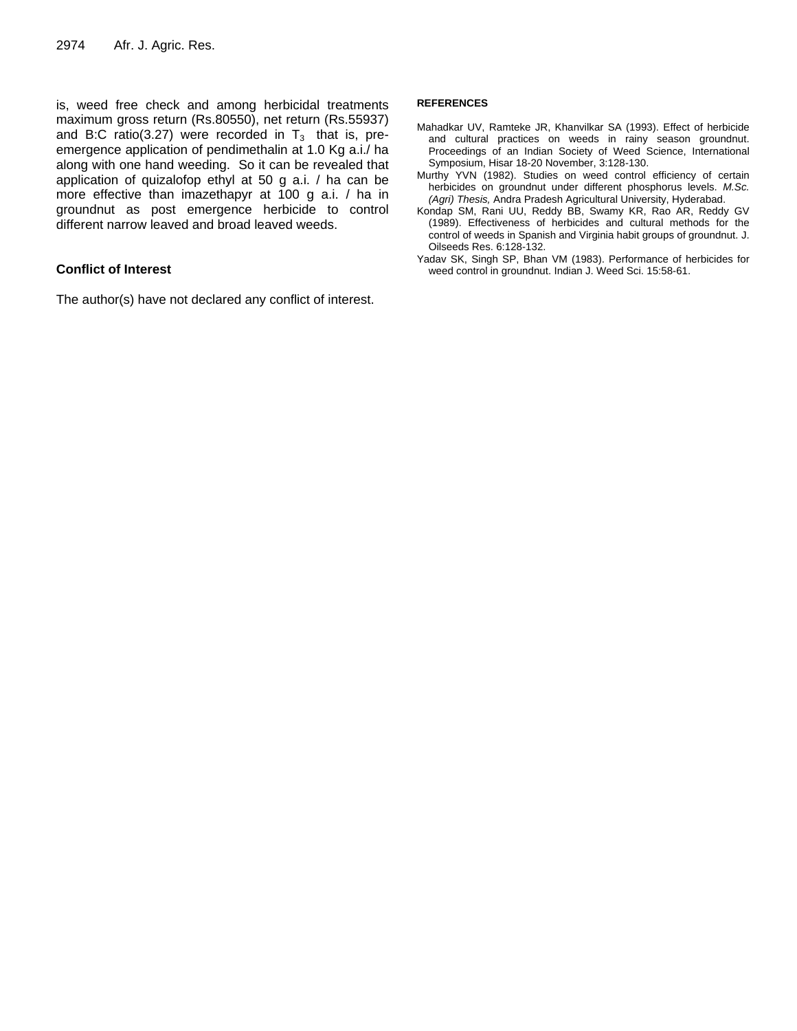is, weed free check and among herbicidal treatments maximum gross return (Rs.80550), net return (Rs.55937) and B:C ratio(3.27) were recorded in $T_3$ that is, pre-emergence application of pendimethalin at 1.0 Kg a.i./ ha along with one hand weeding. So it can be revealed that application of quizalofop ethyl at 50 g a.i. / ha can be more effective than imazethapyr at 100 g a.i. / ha in groundnut as post emergence herbicide to control different narrow leaved and broad leaved weeds.

## Conflict of Interest

The author(s) have not declared any conflict of interest.

## REFERENCES

Mahadkar UV, Ramteke JR, Khanvilkar SA (1993). Effect of herbicide and cultural practices on weeds in rainy season groundnut. Proceedings of an Indian Society of Weed Science, International Symposium, Hisar 18-20 November, 3:128-130.

Murthy YVN (1982). Studies on weed control efficiency of certain herbicides on groundnut under different phosphorus levels. *M.Sc. (Agri) Thesis,* Andra Pradesh Agricultural University, Hyderabad.

Kondap SM, Rani UU, Reddy BB, Swamy KR, Rao AR, Reddy GV (1989). Effectiveness of herbicides and cultural methods for the control of weeds in Spanish and Virginia habit groups of groundnut. J. Oilseeds Res. 6:128-132.

Yadav SK, Singh SP, Bhan VM (1983). Performance of herbicides for weed control in groundnut. Indian J. Weed Sci. 15:58-61.